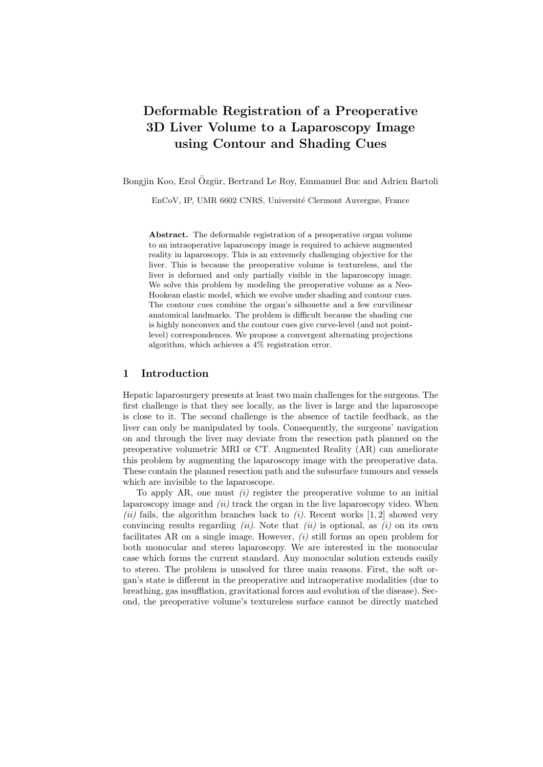# Deformable Registration of a Preoperative 3D Liver Volume to a Laparoscopy Image using Contour and Shading Cues

Bongjin Koo, Erol Özgür, Bertrand Le Roy, Emmanuel Buc and Adrien Bartoli

EnCoV, IP, UMR 6602 CNRS, Université Clermont Auvergne, France

**Abstract.** The deformable registration of a preoperative organ volume to an intraoperative laparoscopy image is required to achieve augmented reality in laparoscopy. This is an extremely challenging objective for the liver. This is because the preoperative volume is textureless, and the liver is deformed and only partially visible in the laparoscopy image. We solve this problem by modeling the preoperative volume as a Neo-Hookean elastic model, which we evolve under shading and contour cues. The contour cues combine the organ's silhouette and a few curvilinear anatomical landmarks. The problem is difficult because the shading cue is highly nonconvex and the contour cues give curve-level (and not point-level) correspondences. We propose a convergent alternating projections algorithm, which achieves a 4% registration error.

## 1 Introduction

Hepatic laparosurgery presents at least two main challenges for the surgeons. The first challenge is that they see locally, as the liver is large and the laparoscope is close to it. The second challenge is the absence of tactile feedback, as the liver can only be manipulated by tools. Consequently, the surgeons' navigation on and through the liver may deviate from the resection path planned on the preoperative volumetric MRI or CT. Augmented Reality (AR) can ameliorate this problem by augmenting the laparoscopy image with the preoperative data. These contain the planned resection path and the subsurface tumours and vessels which are invisible to the laparoscope.

To apply AR, one must *(i)* register the preoperative volume to an initial laparoscopy image and *(ii)* track the organ in the live laparoscopy video. When *(ii)* fails, the algorithm branches back to *(i)*. Recent works [1, 2] showed very convincing results regarding *(ii)*. Note that *(ii)* is optional, as *(i)* on its own facilitates AR on a single image. However, *(i)* still forms an open problem for both monocular and stereo laparoscopy. We are interested in the monocular case which forms the current standard. Any monocular solution extends easily to stereo. The problem is unsolved for three main reasons. First, the soft organ's state is different in the preoperative and intraoperative modalities (due to breathing, gas insufflation, gravitational forces and evolution of the disease). Second, the preoperative volume's textureless surface cannot be directly matched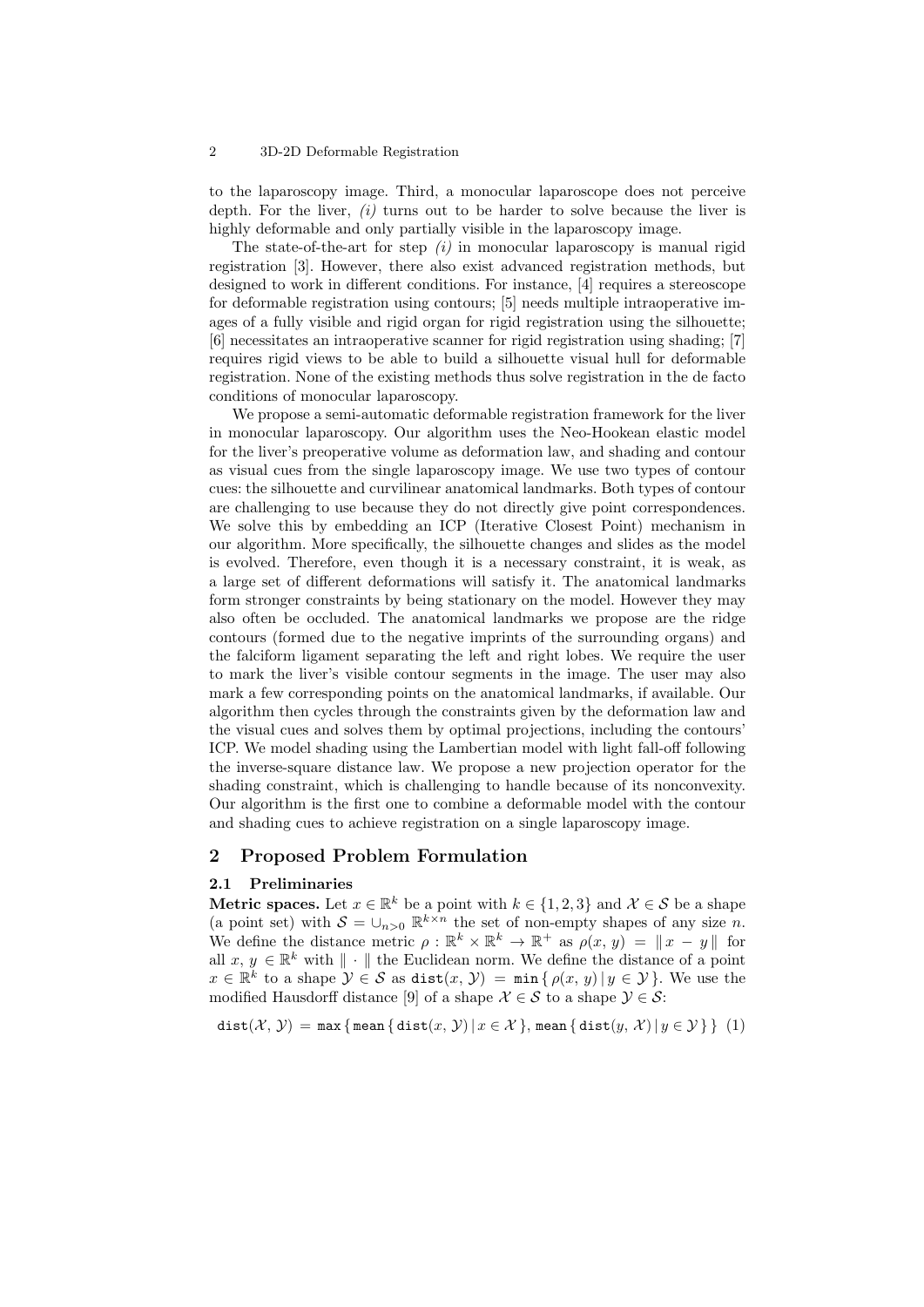to the laparoscopy image. Third, a monocular laparoscope does not perceive depth. For the liver, *(i)* turns out to be harder to solve because the liver is highly deformable and only partially visible in the laparoscopy image.

The state-of-the-art for step *(i)* in monocular laparoscopy is manual rigid registration [3]. However, there also exist advanced registration methods, but designed to work in different conditions. For instance, [4] requires a stereoscope for deformable registration using contours; [5] needs multiple intraoperative images of a fully visible and rigid organ for rigid registration using the silhouette; [6] necessitates an intraoperative scanner for rigid registration using shading; [7] requires rigid views to be able to build a silhouette visual hull for deformable registration. None of the existing methods thus solve registration in the de facto conditions of monocular laparoscopy.

We propose a semi-automatic deformable registration framework for the liver in monocular laparoscopy. Our algorithm uses the Neo-Hookean elastic model for the liver's preoperative volume as deformation law, and shading and contour as visual cues from the single laparoscopy image. We use two types of contour cues: the silhouette and curvilinear anatomical landmarks. Both types of contour are challenging to use because they do not directly give point correspondences. We solve this by embedding an ICP (Iterative Closest Point) mechanism in our algorithm. More specifically, the silhouette changes and slides as the model is evolved. Therefore, even though it is a necessary constraint, it is weak, as a large set of different deformations will satisfy it. The anatomical landmarks form stronger constraints by being stationary on the model. However they may also often be occluded. The anatomical landmarks we propose are the ridge contours (formed due to the negative imprints of the surrounding organs) and the falciform ligament separating the left and right lobes. We require the user to mark the liver's visible contour segments in the image. The user may also mark a few corresponding points on the anatomical landmarks, if available. Our algorithm then cycles through the constraints given by the deformation law and the visual cues and solves them by optimal projections, including the contours' ICP. We model shading using the Lambertian model with light fall-off following the inverse-square distance law. We propose a new projection operator for the shading constraint, which is challenging to handle because of its nonconvexity. Our algorithm is the first one to combine a deformable model with the contour and shading cues to achieve registration on a single laparoscopy image.

## 2 Proposed Problem Formulation

### 2.1 Preliminaries

**Metric spaces.** Let $x \in \mathbb{R}^k$ be a point with $k \in \{1, 2, 3\}$ and $\mathcal{X} \in \mathcal{S}$ be a shape (a point set) with $\mathcal{S} = \cup_{n>0} \mathbb{R}^{k \times n}$ the set of non-empty shapes of any size $n$. We define the distance metric $\rho : \mathbb{R}^k \times \mathbb{R}^k \to \mathbb{R}^+$ as $\rho(x, y) = \| x - y \|$ for all $x, y \in \mathbb{R}^k$ with $\| \cdot \|$ the Euclidean norm. We define the distance of a point $x \in \mathbb{R}^k$ to a shape $\mathcal{Y} \in \mathcal{S}$ as $\texttt{dist}(x, \mathcal{Y}) = \texttt{min}\{ \rho(x, y) \,|\, y \in \mathcal{Y} \}$. We use the modified Hausdorff distance [9] of a shape $\mathcal{X} \in \mathcal{S}$ to a shape $\mathcal{Y} \in \mathcal{S}$:

$$\texttt{dist}(\mathcal{X}, \mathcal{Y}) = \texttt{max}\{ \texttt{mean}\{ \texttt{dist}(x, \mathcal{Y}) \,|\, x \in \mathcal{X} \}, \texttt{mean}\{ \texttt{dist}(y, \mathcal{X}) \,|\, y \in \mathcal{Y} \} \} \quad (1)$$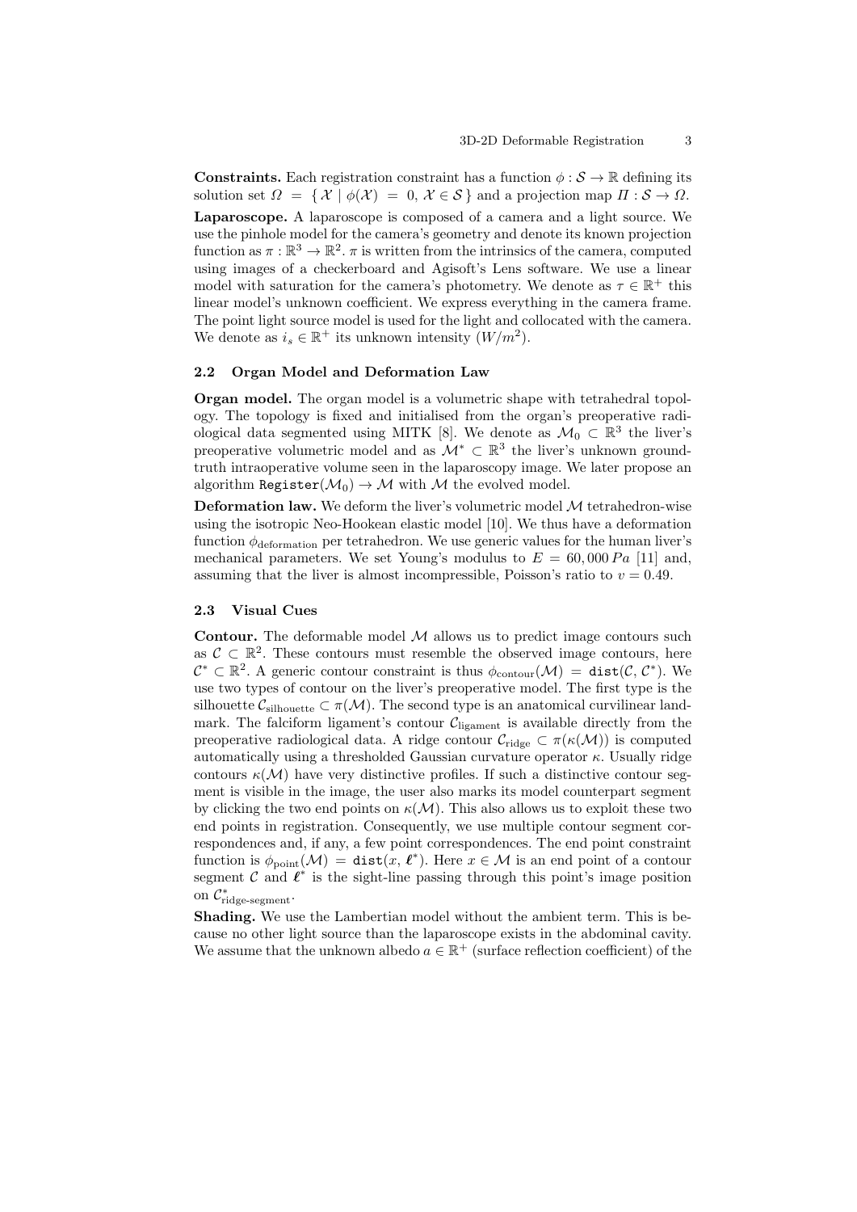**Constraints.** Each registration constraint has a function $\phi : \mathcal{S} \to \mathbb{R}$ defining its solution set $\Omega = \{ \mathcal{X} \mid \phi(\mathcal{X}) = 0, \mathcal{X} \in \mathcal{S} \}$ and a projection map $\Pi : \mathcal{S} \to \Omega$.

**Laparoscope.** A laparoscope is composed of a camera and a light source. We use the pinhole model for the camera's geometry and denote its known projection function as $\pi : \mathbb{R}^3 \to \mathbb{R}^2$. $\pi$ is written from the intrinsics of the camera, computed using images of a checkerboard and Agisoft's Lens software. We use a linear model with saturation for the camera's photometry. We denote as $\tau \in \mathbb{R}^+$ this linear model's unknown coefficient. We express everything in the camera frame. The point light source model is used for the light and collocated with the camera. We denote as $i_s \in \mathbb{R}^+$ its unknown intensity ($W/m^2$).

### 2.2 Organ Model and Deformation Law

**Organ model.** The organ model is a volumetric shape with tetrahedral topology. The topology is fixed and initialised from the organ's preoperative radiological data segmented using MITK [8]. We denote as $\mathcal{M}_0 \subset \mathbb{R}^3$ the liver's preoperative volumetric model and as $\mathcal{M}^* \subset \mathbb{R}^3$ the liver's unknown ground-truth intraoperative volume seen in the laparoscopy image. We later propose an algorithm $\texttt{Register}(\mathcal{M}_0) \to \mathcal{M}$ with $\mathcal{M}$ the evolved model.

**Deformation law.** We deform the liver's volumetric model $\mathcal{M}$ tetrahedron-wise using the isotropic Neo-Hookean elastic model [10]. We thus have a deformation function $\phi_{\text{deformation}}$ per tetrahedron. We use generic values for the human liver's mechanical parameters. We set Young's modulus to $E = 60,000\,Pa$ [11] and, assuming that the liver is almost incompressible, Poisson's ratio to $v = 0.49$.

### 2.3 Visual Cues

**Contour.** The deformable model $\mathcal{M}$ allows us to predict image contours such as $\mathcal{C} \subset \mathbb{R}^2$. These contours must resemble the observed image contours, here $\mathcal{C}^* \subset \mathbb{R}^2$. A generic contour constraint is thus $\phi_{\text{contour}}(\mathcal{M}) = \texttt{dist}(\mathcal{C}, \mathcal{C}^*)$. We use two types of contour on the liver's preoperative model. The first type is the silhouette $\mathcal{C}_{\text{silhouette}} \subset \pi(\mathcal{M})$. The second type is an anatomical curvilinear landmark. The falciform ligament's contour $\mathcal{C}_{\text{ligament}}$ is available directly from the preoperative radiological data. A ridge contour $\mathcal{C}_{\text{ridge}} \subset \pi(\kappa(\mathcal{M}))$ is computed automatically using a thresholded Gaussian curvature operator $\kappa$. Usually ridge contours $\kappa(\mathcal{M})$ have very distinctive profiles. If such a distinctive contour segment is visible in the image, the user also marks its model counterpart segment by clicking the two end points on $\kappa(\mathcal{M})$. This also allows us to exploit these two end points in registration. Consequently, we use multiple contour segment correspondences and, if any, a few point correspondences. The end point constraint function is $\phi_{\text{point}}(\mathcal{M}) = \texttt{dist}(x, \boldsymbol{\ell}^*)$. Here $x \in \mathcal{M}$ is an end point of a contour segment $\mathcal{C}$ and $\boldsymbol{\ell}^*$ is the sight-line passing through this point's image position on $\mathcal{C}^*_{\text{ridge-segment}}$.

**Shading.** We use the Lambertian model without the ambient term. This is because no other light source than the laparoscope exists in the abdominal cavity. We assume that the unknown albedo $a \in \mathbb{R}^+$ (surface reflection coefficient) of the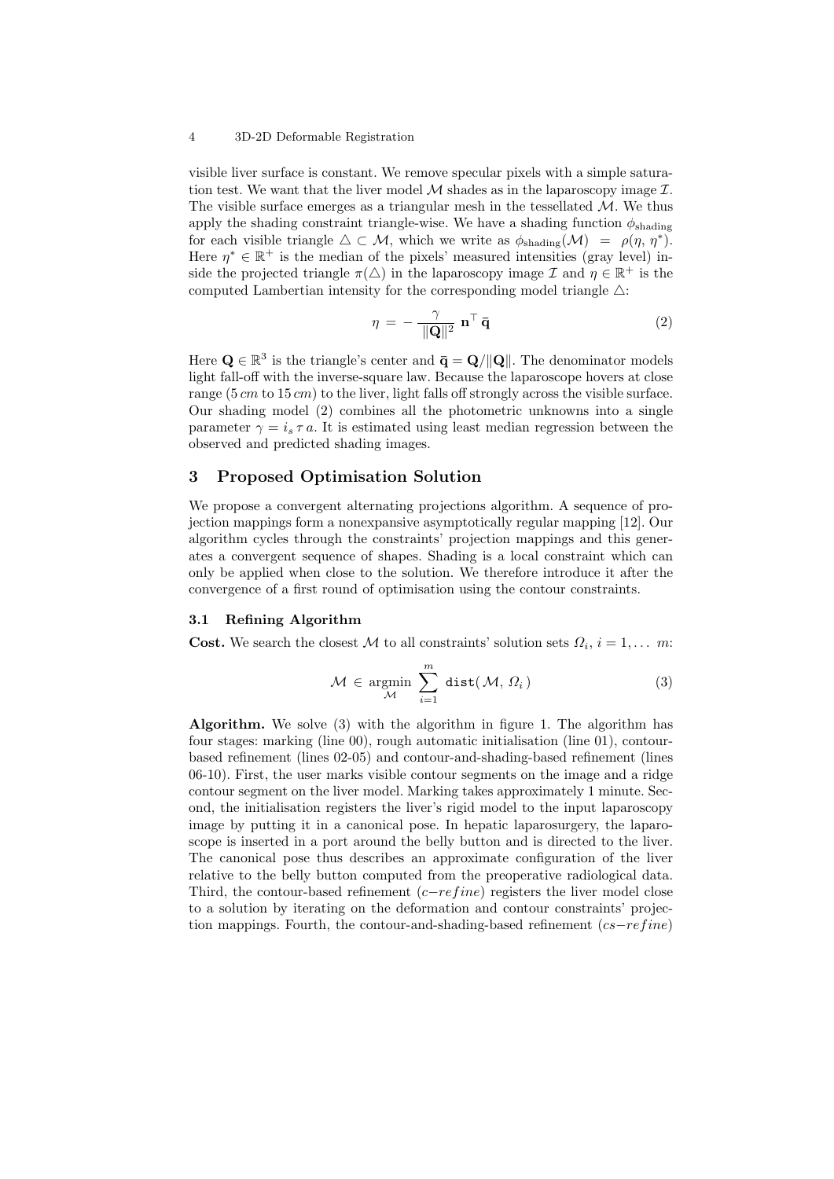visible liver surface is constant. We remove specular pixels with a simple saturation test. We want that the liver model $\mathcal{M}$ shades as in the laparoscopy image $\mathcal{I}$. The visible surface emerges as a triangular mesh in the tessellated $\mathcal{M}$. We thus apply the shading constraint triangle-wise. We have a shading function $\phi_{\text{shading}}$ for each visible triangle $\triangle \subset \mathcal{M}$, which we write as $\phi_{\text{shading}}(\mathcal{M}) = \rho(\eta, \eta^*)$. Here $\eta^* \in \mathbb{R}^+$ is the median of the pixels' measured intensities (gray level) inside the projected triangle $\pi(\triangle)$ in the laparoscopy image $\mathcal{I}$ and $\eta \in \mathbb{R}^+$ is the computed Lambertian intensity for the corresponding model triangle $\triangle$:

$$\eta = -\frac{\gamma}{\|\mathbf{Q}\|^2} \mathbf{n}^\top \bar{\mathbf{q}} \tag{2}$$

Here $\mathbf{Q} \in \mathbb{R}^3$ is the triangle's center and $\bar{\mathbf{q}} = \mathbf{Q}/\|\mathbf{Q}\|$. The denominator models light fall-off with the inverse-square law. Because the laparoscope hovers at close range ($5\,cm$ to $15\,cm$) to the liver, light falls off strongly across the visible surface. Our shading model (2) combines all the photometric unknowns into a single parameter $\gamma = i_s\,\tau\,a$. It is estimated using least median regression between the observed and predicted shading images.

## 3 Proposed Optimisation Solution

We propose a convergent alternating projections algorithm. A sequence of projection mappings form a nonexpansive asymptotically regular mapping [12]. Our algorithm cycles through the constraints' projection mappings and this generates a convergent sequence of shapes. Shading is a local constraint which can only be applied when close to the solution. We therefore introduce it after the convergence of a first round of optimisation using the contour constraints.

### 3.1 Refining Algorithm

**Cost.** We search the closest $\mathcal{M}$ to all constraints' solution sets $\Omega_i$, $i = 1, \dots\ m$:

$$\mathcal{M} \in \underset{\mathcal{M}}{\operatorname{argmin}} \sum_{i=1}^{m} \texttt{dist}(\mathcal{M}, \Omega_i) \tag{3}$$

**Algorithm.** We solve (3) with the algorithm in figure 1. The algorithm has four stages: marking (line 00), rough automatic initialisation (line 01), contour-based refinement (lines 02-05) and contour-and-shading-based refinement (lines 06-10). First, the user marks visible contour segments on the image and a ridge contour segment on the liver model. Marking takes approximately 1 minute. Second, the initialisation registers the liver's rigid model to the input laparoscopy image by putting it in a canonical pose. In hepatic laparosurgery, the laparoscope is inserted in a port around the belly button and is directed to the liver. The canonical pose thus describes an approximate configuration of the liver relative to the belly button computed from the preoperative radiological data. Third, the contour-based refinement ($c{-}refine$) registers the liver model close to a solution by iterating on the deformation and contour constraints' projection mappings. Fourth, the contour-and-shading-based refinement ($cs{-}refine$)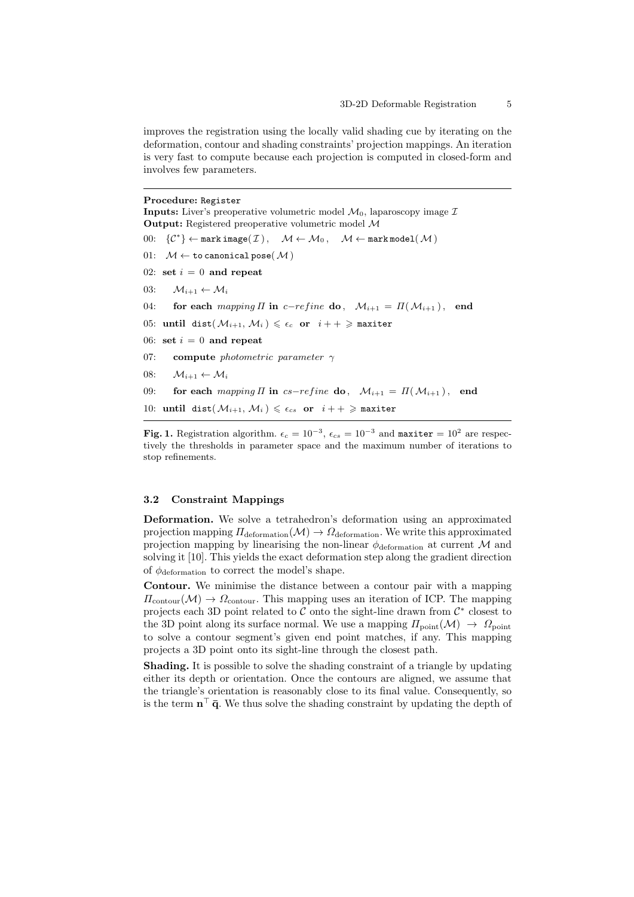improves the registration using the locally valid shading cue by iterating on the deformation, contour and shading constraints' projection mappings. An iteration is very fast to compute because each projection is computed in closed-form and involves few parameters.

---

**Procedure:** `Register`
**Inputs:** Liver's preoperative volumetric model $\mathcal{M}_0$, laparoscopy image $\mathcal{I}$
**Output:** Registered preoperative volumetric model $\mathcal{M}$

00: $\{\mathcal{C}^*\} \leftarrow$ `mark image`$(\mathcal{I})$, $\quad \mathcal{M} \leftarrow \mathcal{M}_0$, $\quad \mathcal{M} \leftarrow$ `mark model`$(\mathcal{M})$

01: $\mathcal{M} \leftarrow$ `to canonical pose`$(\mathcal{M})$

02: **set** $i = 0$ **and repeat**

03: $\quad \mathcal{M}_{i+1} \leftarrow \mathcal{M}_i$

04: $\quad$ **for each** *mapping* $\Pi$ **in** *c−refine* **do**, $\quad \mathcal{M}_{i+1} = \Pi(\mathcal{M}_{i+1})$, $\quad$ **end**

05: **until** `dist`$(\mathcal{M}_{i+1}, \mathcal{M}_i) \leqslant \epsilon_c$ **or** $i{+}{+} \geqslant$ `maxiter`

06: **set** $i = 0$ **and repeat**

07: $\quad$ **compute** *photometric parameter* $\gamma$

08: $\quad \mathcal{M}_{i+1} \leftarrow \mathcal{M}_i$

09: $\quad$ **for each** *mapping* $\Pi$ **in** *cs−refine* **do**, $\quad \mathcal{M}_{i+1} = \Pi(\mathcal{M}_{i+1})$, $\quad$ **end**

10: **until** `dist`$(\mathcal{M}_{i+1}, \mathcal{M}_i) \leqslant \epsilon_{cs}$ **or** $i{+}{+} \geqslant$ `maxiter`

---

**Fig. 1.** Registration algorithm. $\epsilon_c = 10^{-3}$, $\epsilon_{cs} = 10^{-3}$ and `maxiter` $= 10^2$ are respectively the thresholds in parameter space and the maximum number of iterations to stop refinements.

### 3.2 Constraint Mappings

**Deformation.** We solve a tetrahedron's deformation using an approximated projection mapping $\Pi_{\text{deformation}}(\mathcal{M}) \rightarrow \Omega_{\text{deformation}}$. We write this approximated projection mapping by linearising the non-linear $\phi_{\text{deformation}}$ at current $\mathcal{M}$ and solving it [10]. This yields the exact deformation step along the gradient direction of $\phi_{\text{deformation}}$ to correct the model's shape.

**Contour.** We minimise the distance between a contour pair with a mapping $\Pi_{\text{contour}}(\mathcal{M}) \rightarrow \Omega_{\text{contour}}$. This mapping uses an iteration of ICP. The mapping projects each 3D point related to $\mathcal{C}$ onto the sight-line drawn from $\mathcal{C}^*$ closest to the 3D point along its surface normal. We use a mapping $\Pi_{\text{point}}(\mathcal{M}) \rightarrow \Omega_{\text{point}}$ to solve a contour segment's given end point matches, if any. This mapping projects a 3D point onto its sight-line through the closest path.

**Shading.** It is possible to solve the shading constraint of a triangle by updating either its depth or orientation. Once the contours are aligned, we assume that the triangle's orientation is reasonably close to its final value. Consequently, so is the term $\mathbf{n}^\top \bar{\mathbf{q}}$. We thus solve the shading constraint by updating the depth of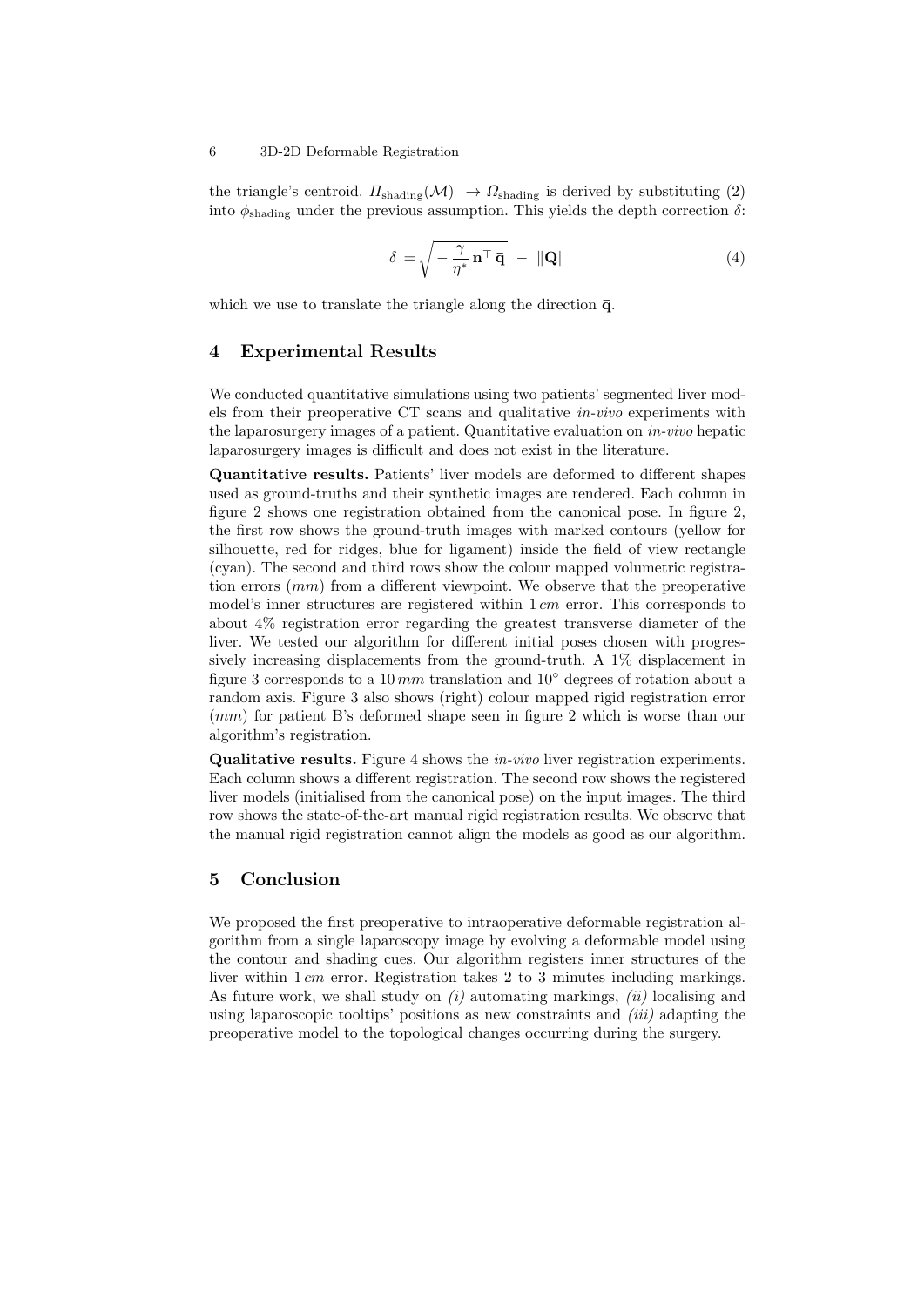the triangle's centroid. $\Pi_{\text{shading}}(\mathcal{M}) \rightarrow \Omega_{\text{shading}}$ is derived by substituting (2) into $\phi_{\text{shading}}$ under the previous assumption. This yields the depth correction $\delta$:

$$\delta = \sqrt{-\frac{\gamma}{\eta^*}\mathbf{n}^\top \bar{\mathbf{q}}} \; - \; \|\mathbf{Q}\| \tag{4}$$

which we use to translate the triangle along the direction $\bar{\mathbf{q}}$.

## 4 Experimental Results

We conducted quantitative simulations using two patients' segmented liver models from their preoperative CT scans and qualitative *in-vivo* experiments with the laparosurgery images of a patient. Quantitative evaluation on *in-vivo* hepatic laparosurgery images is difficult and does not exist in the literature.

**Quantitative results.** Patients' liver models are deformed to different shapes used as ground-truths and their synthetic images are rendered. Each column in figure 2 shows one registration obtained from the canonical pose. In figure 2, the first row shows the ground-truth images with marked contours (yellow for silhouette, red for ridges, blue for ligament) inside the field of view rectangle (cyan). The second and third rows show the colour mapped volumetric registration errors (*mm*) from a different viewpoint. We observe that the preoperative model's inner structures are registered within $1\,cm$ error. This corresponds to about 4% registration error regarding the greatest transverse diameter of the liver. We tested our algorithm for different initial poses chosen with progressively increasing displacements from the ground-truth. A 1% displacement in figure 3 corresponds to a $10\,mm$ translation and $10^\circ$ degrees of rotation about a random axis. Figure 3 also shows (right) colour mapped rigid registration error (*mm*) for patient B's deformed shape seen in figure 2 which is worse than our algorithm's registration.

**Qualitative results.** Figure 4 shows the *in-vivo* liver registration experiments. Each column shows a different registration. The second row shows the registered liver models (initialised from the canonical pose) on the input images. The third row shows the state-of-the-art manual rigid registration results. We observe that the manual rigid registration cannot align the models as good as our algorithm.

## 5 Conclusion

We proposed the first preoperative to intraoperative deformable registration algorithm from a single laparoscopy image by evolving a deformable model using the contour and shading cues. Our algorithm registers inner structures of the liver within $1\,cm$ error. Registration takes 2 to 3 minutes including markings. As future work, we shall study on *(i)* automating markings, *(ii)* localising and using laparoscopic tooltips' positions as new constraints and *(iii)* adapting the preoperative model to the topological changes occurring during the surgery.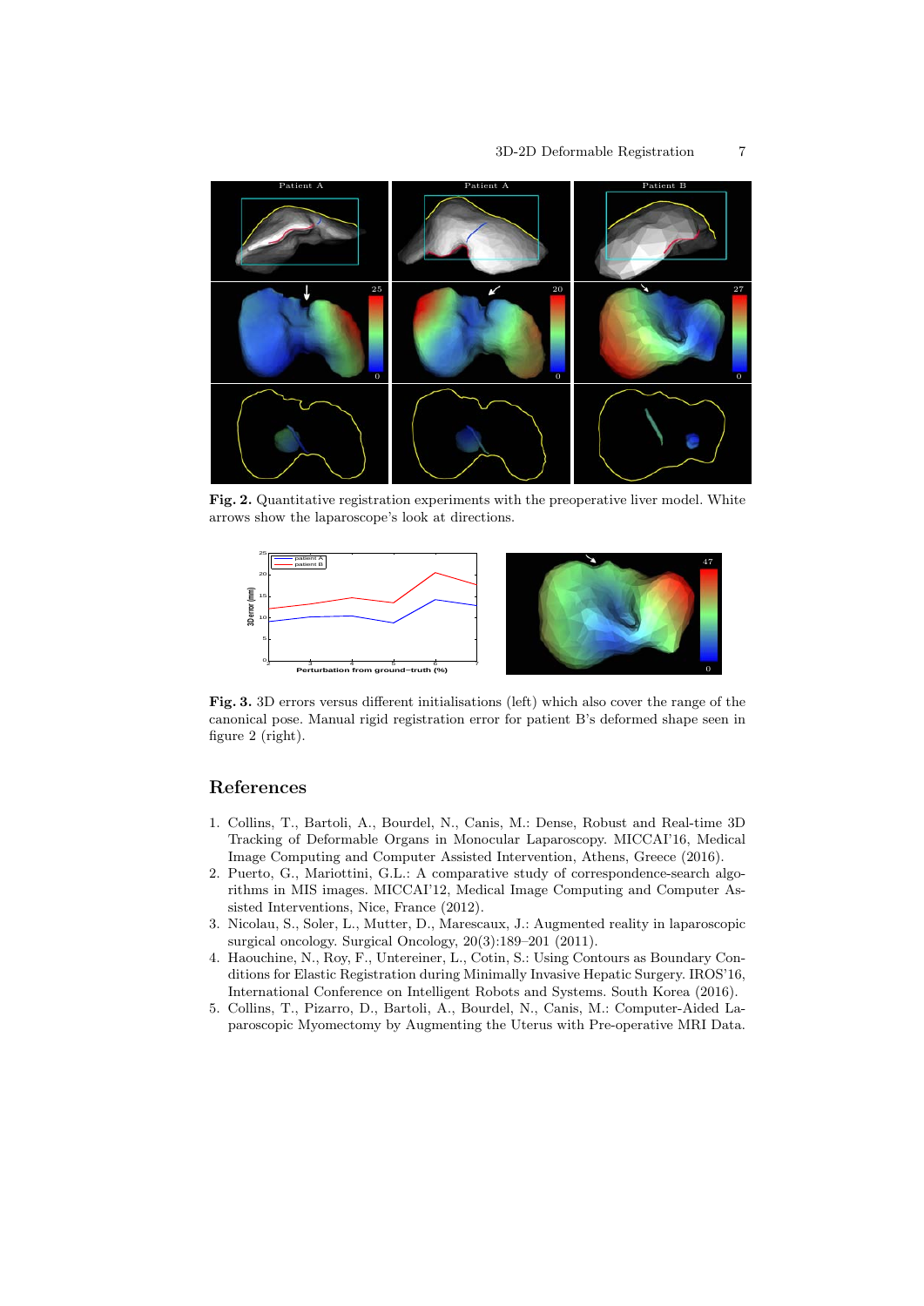**Fig. 2.** Quantitative registration experiments with the preoperative liver model. White arrows show the laparoscope's look at directions.

**Fig. 3.** 3D errors versus different initialisations (left) which also cover the range of the canonical pose. Manual rigid registration error for patient B's deformed shape seen in figure 2 (right).

## References

1. Collins, T., Bartoli, A., Bourdel, N., Canis, M.: Dense, Robust and Real-time 3D Tracking of Deformable Organs in Monocular Laparoscopy. MICCAI'16, Medical Image Computing and Computer Assisted Intervention, Athens, Greece (2016).
2. Puerto, G., Mariottini, G.L.: A comparative study of correspondence-search algorithms in MIS images. MICCAI'12, Medical Image Computing and Computer Assisted Interventions, Nice, France (2012).
3. Nicolau, S., Soler, L., Mutter, D., Marescaux, J.: Augmented reality in laparoscopic surgical oncology. Surgical Oncology, 20(3):189–201 (2011).
4. Haouchine, N., Roy, F., Untereiner, L., Cotin, S.: Using Contours as Boundary Conditions for Elastic Registration during Minimally Invasive Hepatic Surgery. IROS'16, International Conference on Intelligent Robots and Systems. South Korea (2016).
5. Collins, T., Pizarro, D., Bartoli, A., Bourdel, N., Canis, M.: Computer-Aided Laparoscopic Myomectomy by Augmenting the Uterus with Pre-operative MRI Data.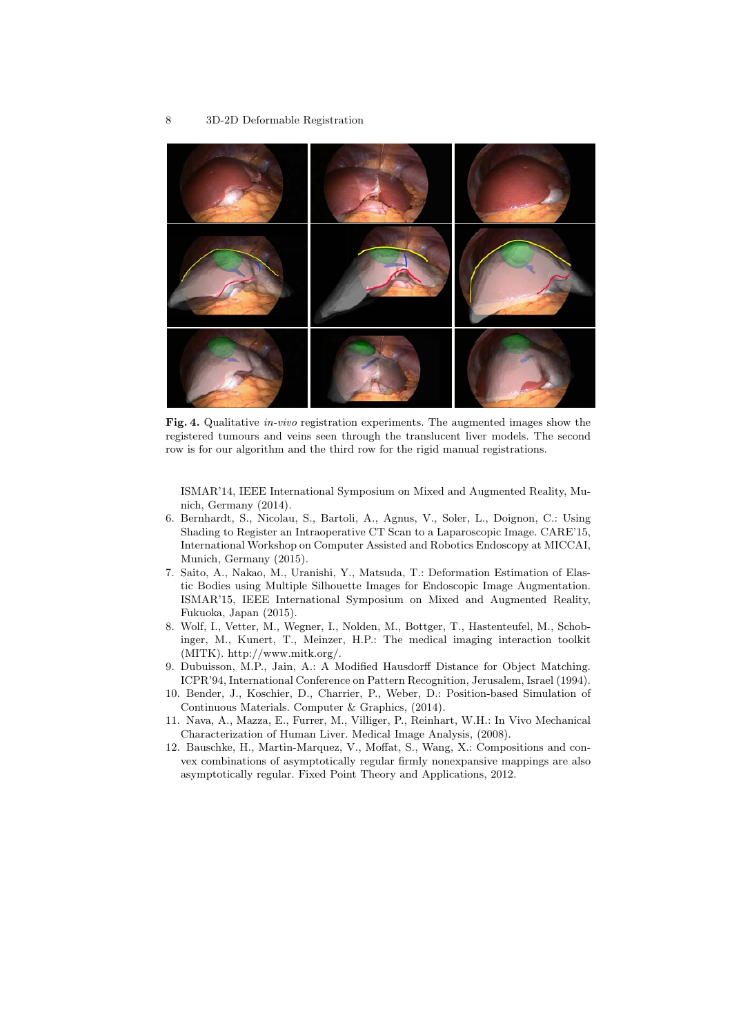**Fig. 4.** Qualitative *in-vivo* registration experiments. The augmented images show the registered tumours and veins seen through the translucent liver models. The second row is for our algorithm and the third row for the rigid manual registrations.

ISMAR'14, IEEE International Symposium on Mixed and Augmented Reality, Munich, Germany (2014).

6. Bernhardt, S., Nicolau, S., Bartoli, A., Agnus, V., Soler, L., Doignon, C.: Using Shading to Register an Intraoperative CT Scan to a Laparoscopic Image. CARE'15, International Workshop on Computer Assisted and Robotics Endoscopy at MICCAI, Munich, Germany (2015).
7. Saito, A., Nakao, M., Uranishi, Y., Matsuda, T.: Deformation Estimation of Elastic Bodies using Multiple Silhouette Images for Endoscopic Image Augmentation. ISMAR'15, IEEE International Symposium on Mixed and Augmented Reality, Fukuoka, Japan (2015).
8. Wolf, I., Vetter, M., Wegner, I., Nolden, M., Bottger, T., Hastenteufel, M., Schobinger, M., Kunert, T., Meinzer, H.P.: The medical imaging interaction toolkit (MITK). http://www.mitk.org/.
9. Dubuisson, M.P., Jain, A.: A Modified Hausdorff Distance for Object Matching. ICPR'94, International Conference on Pattern Recognition, Jerusalem, Israel (1994).
10. Bender, J., Koschier, D., Charrier, P., Weber, D.: Position-based Simulation of Continuous Materials. Computer & Graphics, (2014).
11. Nava, A., Mazza, E., Furrer, M., Villiger, P., Reinhart, W.H.: In Vivo Mechanical Characterization of Human Liver. Medical Image Analysis, (2008).
12. Bauschke, H., Martin-Marquez, V., Moffat, S., Wang, X.: Compositions and convex combinations of asymptotically regular firmly nonexpansive mappings are also asymptotically regular. Fixed Point Theory and Applications, 2012.